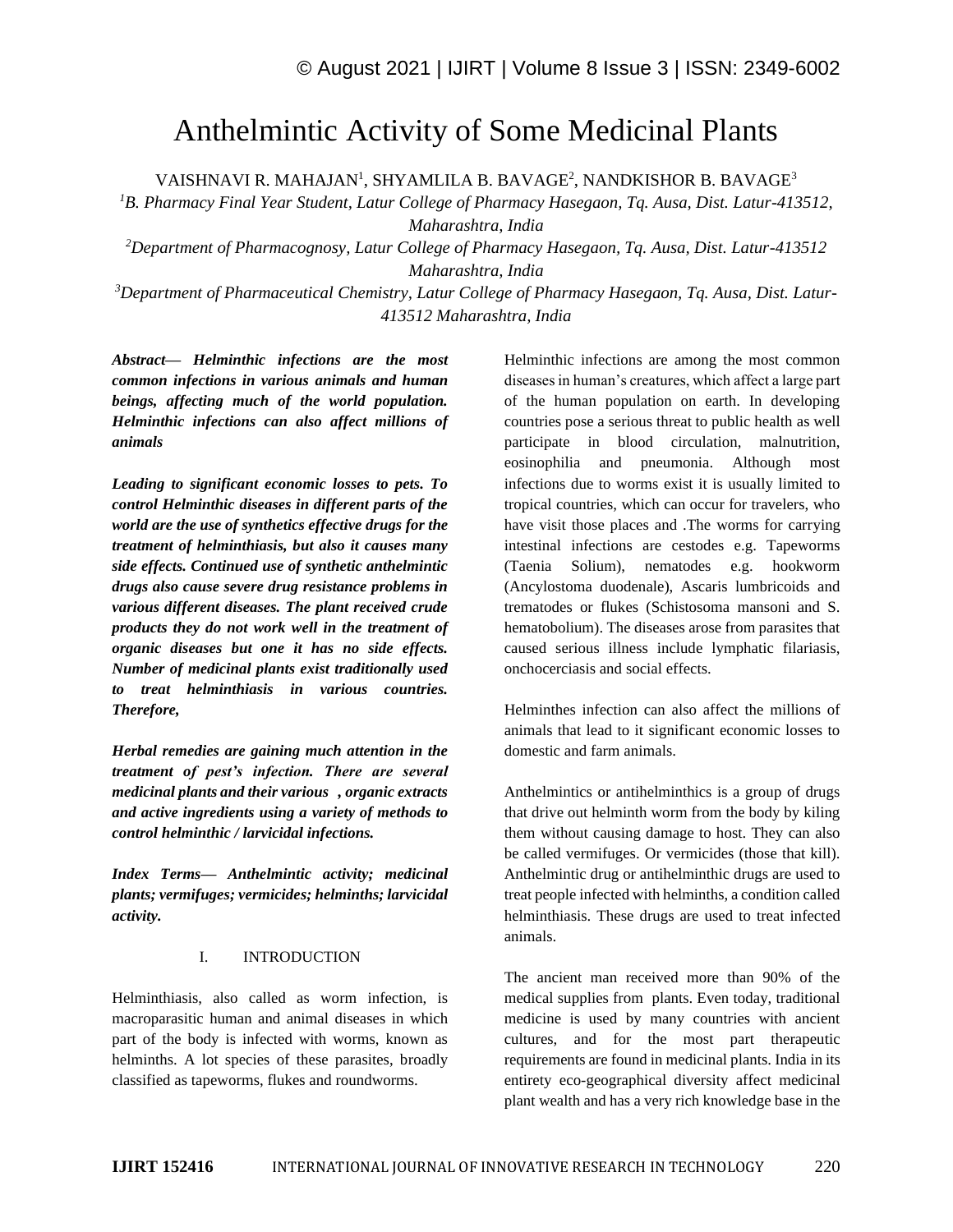# Anthelmintic Activity of Some Medicinal Plants

VAISHNAVI R. MAHAJAN[1], SHYAMLILA B. BAVAGE[2], NANDKISHOR B. BAVAGE[3]

[1]*B. Pharmacy Final Year Student, Latur College of Pharmacy Hasegaon, Tq. Ausa, Dist. Latur-413512, Maharashtra, India*

[2]*Department of Pharmacognosy, Latur College of Pharmacy Hasegaon, Tq. Ausa, Dist. Latur-413512 Maharashtra, India*

[3]*Department of Pharmaceutical Chemistry, Latur College of Pharmacy Hasegaon, Tq. Ausa, Dist. Latur-413512 Maharashtra, India*

***Abstract— Helminthic infections are the most common infections in various animals and human beings, affecting much of the world population. Helminthic infections can also affect millions of animals***

***Leading to significant economic losses to pets. To control Helminthic diseases in different parts of the world are the use of synthetics effective drugs for the treatment of helminthiasis, but also it causes many side effects. Continued use of synthetic anthelmintic drugs also cause severe drug resistance problems in various different diseases. The plant received crude products they do not work well in the treatment of organic diseases but one it has no side effects. Number of medicinal plants exist traditionally used to treat helminthiasis in various countries. Therefore,***

***Herbal remedies are gaining much attention in the treatment of pest's infection. There are several medicinal plants and their various , organic extracts and active ingredients using a variety of methods to control helminthic / larvicidal infections.***

***Index Terms— Anthelmintic activity; medicinal plants; vermifuges; vermicides; helminths; larvicidal activity.***

## I. INTRODUCTION

Helminthiasis, also called as worm infection, is macroparasitic human and animal diseases in which part of the body is infected with worms, known as helminths. A lot species of these parasites, broadly classified as tapeworms, flukes and roundworms.

Helminthic infections are among the most common diseases in human's creatures, which affect a large part of the human population on earth. In developing countries pose a serious threat to public health as well participate in blood circulation, malnutrition, eosinophilia and pneumonia. Although most infections due to worms exist it is usually limited to tropical countries, which can occur for travelers, who have visit those places and .The worms for carrying intestinal infections are cestodes e.g. Tapeworms (Taenia Solium), nematodes e.g. hookworm (Ancylostoma duodenale), Ascaris lumbricoids and trematodes or flukes (Schistosoma mansoni and S. hematobolium). The diseases arose from parasites that caused serious illness include lymphatic filariasis, onchocerciasis and social effects.

Helminthes infection can also affect the millions of animals that lead to it significant economic losses to domestic and farm animals.

Anthelmintics or antihelminthics is a group of drugs that drive out helminth worm from the body by kiling them without causing damage to host. They can also be called vermifuges. Or vermicides (those that kill). Anthelmintic drug or antihelminthic drugs are used to treat people infected with helminths, a condition called helminthiasis. These drugs are used to treat infected animals.

The ancient man received more than 90% of the medical supplies from plants. Even today, traditional medicine is used by many countries with ancient cultures, and for the most part therapeutic requirements are found in medicinal plants. India in its entirety eco-geographical diversity affect medicinal plant wealth and has a very rich knowledge base in the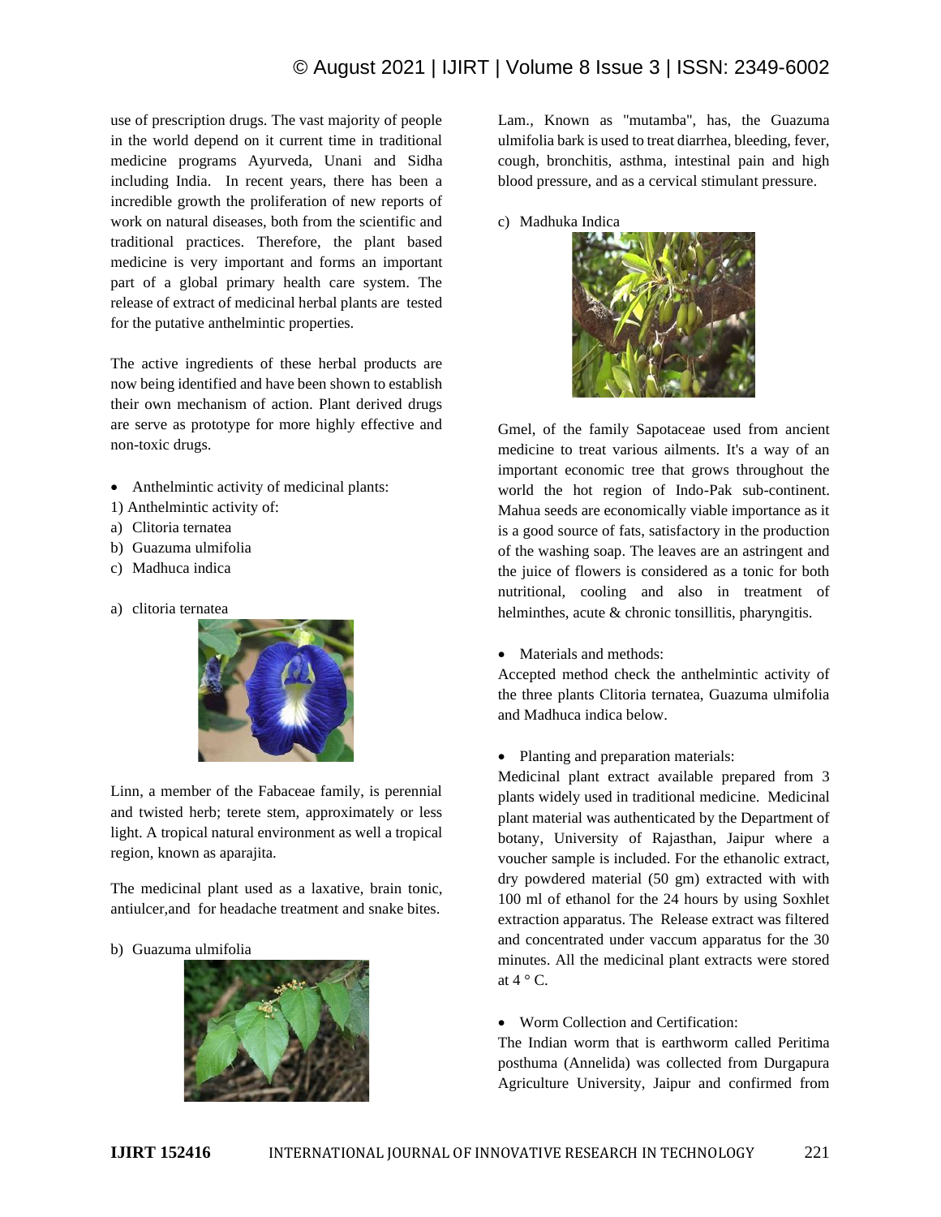use of prescription drugs. The vast majority of people in the world depend on it current time in traditional medicine programs Ayurveda, Unani and Sidha including India. In recent years, there has been a incredible growth the proliferation of new reports of work on natural diseases, both from the scientific and traditional practices. Therefore, the plant based medicine is very important and forms an important part of a global primary health care system. The release of extract of medicinal herbal plants are tested for the putative anthelmintic properties.

The active ingredients of these herbal products are now being identified and have been shown to establish their own mechanism of action. Plant derived drugs are serve as prototype for more highly effective and non-toxic drugs.

- Anthelmintic activity of medicinal plants:

1) Anthelmintic activity of:

a) Clitoria ternatea
b) Guazuma ulmifolia
c) Madhuca indica

a) clitoria ternatea

Linn, a member of the Fabaceae family, is perennial and twisted herb; terete stem, approximately or less light. A tropical natural environment as well a tropical region, known as aparajita.

The medicinal plant used as a laxative, brain tonic, antiulcer,and for headache treatment and snake bites.

b) Guazuma ulmifolia

Lam., Known as "mutamba", has, the Guazuma ulmifolia bark is used to treat diarrhea, bleeding, fever, cough, bronchitis, asthma, intestinal pain and high blood pressure, and as a cervical stimulant pressure.

c) Madhuka Indica

Gmel, of the family Sapotaceae used from ancient medicine to treat various ailments. It's a way of an important economic tree that grows throughout the world the hot region of Indo-Pak sub-continent. Mahua seeds are economically viable importance as it is a good source of fats, satisfactory in the production of the washing soap. The leaves are an astringent and the juice of flowers is considered as a tonic for both nutritional, cooling and also in treatment of helminthes, acute & chronic tonsillitis, pharyngitis.

- Materials and methods:

Accepted method check the anthelmintic activity of the three plants Clitoria ternatea, Guazuma ulmifolia and Madhuca indica below.

- Planting and preparation materials:

Medicinal plant extract available prepared from 3 plants widely used in traditional medicine. Medicinal plant material was authenticated by the Department of botany, University of Rajasthan, Jaipur where a voucher sample is included. For the ethanolic extract, dry powdered material (50 gm) extracted with with 100 ml of ethanol for the 24 hours by using Soxhlet extraction apparatus. The Release extract was filtered and concentrated under vaccum apparatus for the 30 minutes. All the medicinal plant extracts were stored at 4 ° C.

- Worm Collection and Certification:

The Indian worm that is earthworm called Peritima posthuma (Annelida) was collected from Durgapura Agriculture University, Jaipur and confirmed from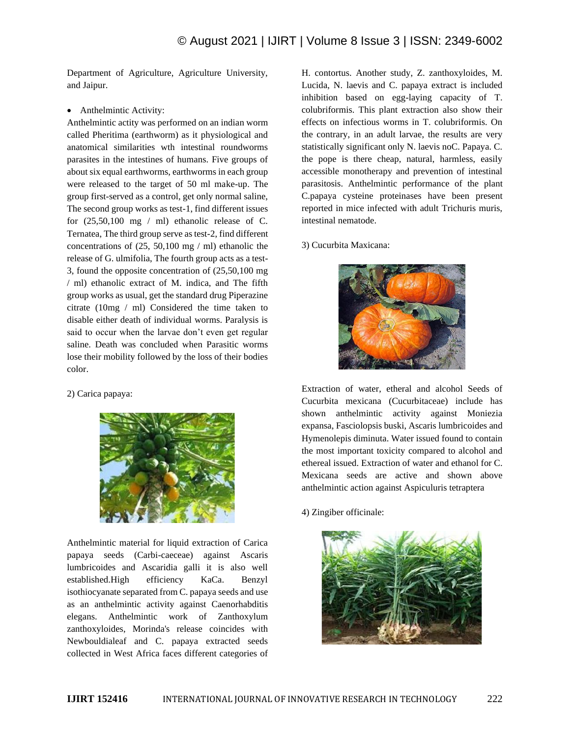Department of Agriculture, Agriculture University, and Jaipur.

- Anthelmintic Activity:

Anthelmintic actity was performed on an indian worm called Pheritima (earthworm) as it physiological and anatomical similarities wth intestinal roundworms parasites in the intestines of humans. Five groups of about six equal earthworms, earthworms in each group were released to the target of 50 ml make-up. The group first-served as a control, get only normal saline, The second group works as test-1, find different issues for (25,50,100 mg / ml) ethanolic release of C. Ternatea, The third group serve as test-2, find different concentrations of (25, 50,100 mg / ml) ethanolic the release of G. ulmifolia, The fourth group acts as a test-3, found the opposite concentration of (25,50,100 mg / ml) ethanolic extract of M. indica, and The fifth group works as usual, get the standard drug Piperazine citrate (10mg / ml) Considered the time taken to disable either death of individual worms. Paralysis is said to occur when the larvae don't even get regular saline. Death was concluded when Parasitic worms lose their mobility followed by the loss of their bodies color.

2) Carica papaya:

Anthelmintic material for liquid extraction of Carica papaya seeds (Carbi-caeceae) against Ascaris lumbricoides and Ascaridia galli it is also well established.High efficiency KaCa. Benzyl isothiocyanate separated from C. papaya seeds and use as an anthelmintic activity against Caenorhabditis elegans. Anthelmintic work of Zanthoxylum zanthoxyloides, Morinda's release coincides with Newbouldialeaf and C. papaya extracted seeds collected in West Africa faces different categories of H. contortus. Another study, Z. zanthoxyloides, M. Lucida, N. laevis and C. papaya extract is included inhibition based on egg-laying capacity of T. colubriformis. This plant extraction also show their effects on infectious worms in T. colubriformis. On the contrary, in an adult larvae, the results are very statistically significant only N. laevis noC. Papaya. C. the pope is there cheap, natural, harmless, easily accessible monotherapy and prevention of intestinal parasitosis. Anthelmintic performance of the plant C.papaya cysteine proteinases have been present reported in mice infected with adult Trichuris muris, intestinal nematode.

3) Cucurbita Maxicana:

Extraction of water, etheral and alcohol Seeds of Cucurbita mexicana (Cucurbitaceae) include has shown anthelmintic activity against Moniezia expansa, Fasciolopsis buski, Ascaris lumbricoides and Hymenolepis diminuta. Water issued found to contain the most important toxicity compared to alcohol and ethereal issued. Extraction of water and ethanol for C. Mexicana seeds are active and shown above anthelmintic action against Aspiculuris tetraptera

4) Zingiber officinale: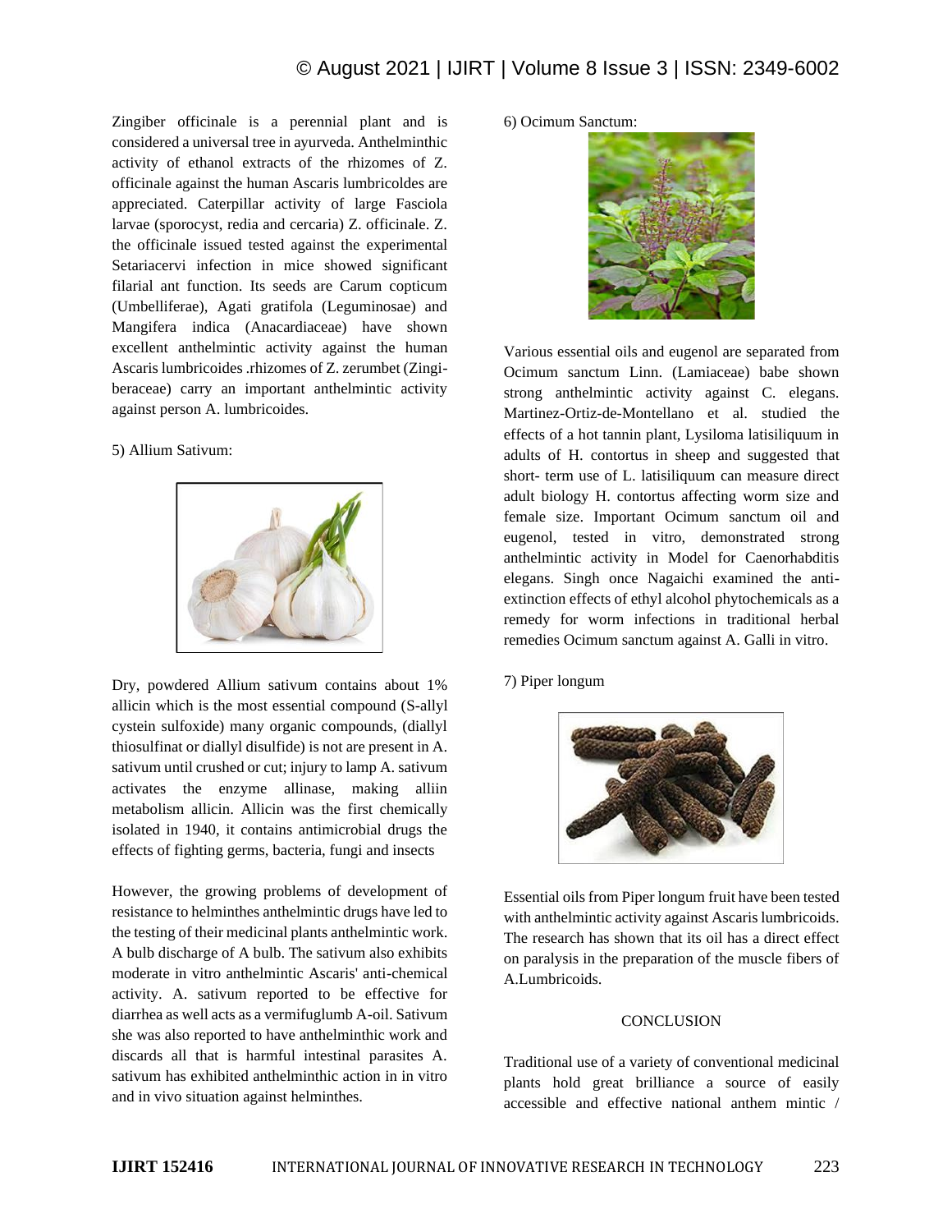Zingiber officinale is a perennial plant and is considered a universal tree in ayurveda. Anthelminthic activity of ethanol extracts of the rhizomes of Z. officinale against the human Ascaris lumbricoldes are appreciated. Caterpillar activity of large Fasciola larvae (sporocyst, redia and cercaria) Z. officinale. Z. the officinale issued tested against the experimental Setariacervi infection in mice showed significant filarial ant function. Its seeds are Carum copticum (Umbelliferae), Agati gratifola (Leguminosae) and Mangifera indica (Anacardiaceae) have shown excellent anthelmintic activity against the human Ascaris lumbricoides .rhizomes of Z. zerumbet (Zingi-beraceae) carry an important anthelmintic activity against person A. lumbricoides.

5) Allium Sativum:

Dry, powdered Allium sativum contains about 1% allicin which is the most essential compound (S-allyl cystein sulfoxide) many organic compounds, (diallyl thiosulfinat or diallyl disulfide) is not are present in A. sativum until crushed or cut; injury to lamp A. sativum activates the enzyme allinase, making alliin metabolism allicin. Allicin was the first chemically isolated in 1940, it contains antimicrobial drugs the effects of fighting germs, bacteria, fungi and insects

However, the growing problems of development of resistance to helminthes anthelmintic drugs have led to the testing of their medicinal plants anthelmintic work. A bulb discharge of A bulb. The sativum also exhibits moderate in vitro anthelmintic Ascaris' anti-chemical activity. A. sativum reported to be effective for diarrhea as well acts as a vermifuglumb A-oil. Sativum she was also reported to have anthelminthic work and discards all that is harmful intestinal parasites A. sativum has exhibited anthelminthic action in in vitro and in vivo situation against helminthes.

6) Ocimum Sanctum:

Various essential oils and eugenol are separated from Ocimum sanctum Linn. (Lamiaceae) babe shown strong anthelmintic activity against C. elegans. Martinez-Ortiz-de-Montellano et al. studied the effects of a hot tannin plant, Lysiloma latisiliquum in adults of H. contortus in sheep and suggested that short- term use of L. latisiliquum can measure direct adult biology H. contortus affecting worm size and female size. Important Ocimum sanctum oil and eugenol, tested in vitro, demonstrated strong anthelmintic activity in Model for Caenorhabditis elegans. Singh once Nagaichi examined the anti-extinction effects of ethyl alcohol phytochemicals as a remedy for worm infections in traditional herbal remedies Ocimum sanctum against A. Galli in vitro.

7) Piper longum

Essential oils from Piper longum fruit have been tested with anthelmintic activity against Ascaris lumbricoids. The research has shown that its oil has a direct effect on paralysis in the preparation of the muscle fibers of A.Lumbricoids.

## CONCLUSION

Traditional use of a variety of conventional medicinal plants hold great brilliance a source of easily accessible and effective national anthem mintic /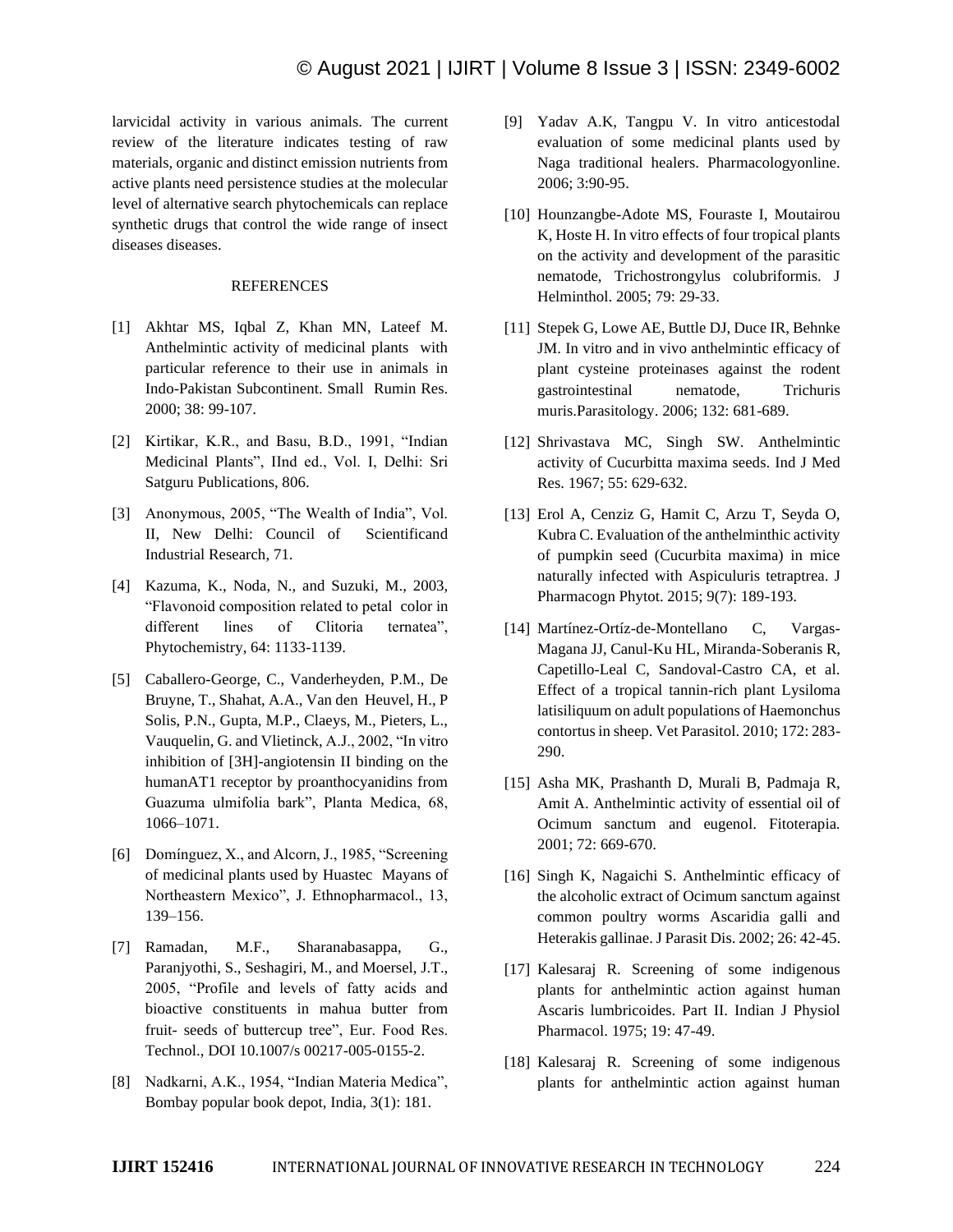larvicidal activity in various animals. The current review of the literature indicates testing of raw materials, organic and distinct emission nutrients from active plants need persistence studies at the molecular level of alternative search phytochemicals can replace synthetic drugs that control the wide range of insect diseases diseases.

## REFERENCES

[1] Akhtar MS, Iqbal Z, Khan MN, Lateef M. Anthelmintic activity of medicinal plants with particular reference to their use in animals in Indo-Pakistan Subcontinent. Small Rumin Res. 2000; 38: 99-107.

[2] Kirtikar, K.R., and Basu, B.D., 1991, "Indian Medicinal Plants", IInd ed., Vol. I, Delhi: Sri Satguru Publications, 806.

[3] Anonymous, 2005, "The Wealth of India", Vol. II, New Delhi: Council of Scientificand Industrial Research, 71.

[4] Kazuma, K., Noda, N., and Suzuki, M., 2003, "Flavonoid composition related to petal color in different lines of Clitoria ternatea", Phytochemistry, 64: 1133-1139.

[5] Caballero-George, C., Vanderheyden, P.M., De Bruyne, T., Shahat, A.A., Van den Heuvel, H., P Solis, P.N., Gupta, M.P., Claeys, M., Pieters, L., Vauquelin, G. and Vlietinck, A.J., 2002, "In vitro inhibition of [3H]-angiotensin II binding on the humanAT1 receptor by proanthocyanidins from Guazuma ulmifolia bark", Planta Medica, 68, 1066–1071.

[6] Domínguez, X., and Alcorn, J., 1985, "Screening of medicinal plants used by Huastec Mayans of Northeastern Mexico", J. Ethnopharmacol., 13, 139–156.

[7] Ramadan, M.F., Sharanabasappa, G., Paranjyothi, S., Seshagiri, M., and Moersel, J.T., 2005, "Profile and levels of fatty acids and bioactive constituents in mahua butter from fruit- seeds of buttercup tree", Eur. Food Res. Technol., DOI 10.1007/s 00217-005-0155-2.

[8] Nadkarni, A.K., 1954, "Indian Materia Medica", Bombay popular book depot, India, 3(1): 181.

[9] Yadav A.K, Tangpu V. In vitro anticestodal evaluation of some medicinal plants used by Naga traditional healers. Pharmacologyonline. 2006; 3:90-95.

[10] Hounzangbe-Adote MS, Fouraste I, Moutairou K, Hoste H. In vitro effects of four tropical plants on the activity and development of the parasitic nematode, Trichostrongylus colubriformis. J Helminthol. 2005; 79: 29-33.

[11] Stepek G, Lowe AE, Buttle DJ, Duce IR, Behnke JM. In vitro and in vivo anthelmintic efficacy of plant cysteine proteinases against the rodent gastrointestinal nematode, Trichuris muris.Parasitology. 2006; 132: 681-689.

[12] Shrivastava MC, Singh SW. Anthelmintic activity of Cucurbitta maxima seeds. Ind J Med Res. 1967; 55: 629-632.

[13] Erol A, Cenziz G, Hamit C, Arzu T, Seyda O, Kubra C. Evaluation of the anthelminthic activity of pumpkin seed (Cucurbita maxima) in mice naturally infected with Aspiculuris tetraptrea. J Pharmacogn Phytot. 2015; 9(7): 189-193.

[14] Martínez-Ortíz-de-Montellano C, Vargas-Magana JJ, Canul-Ku HL, Miranda-Soberanis R, Capetillo-Leal C, Sandoval-Castro CA, et al. Effect of a tropical tannin-rich plant Lysiloma latisiliquum on adult populations of Haemonchus contortus in sheep. Vet Parasitol. 2010; 172: 283-290.

[15] Asha MK, Prashanth D, Murali B, Padmaja R, Amit A. Anthelmintic activity of essential oil of Ocimum sanctum and eugenol. Fitoterapia. 2001; 72: 669-670.

[16] Singh K, Nagaichi S. Anthelmintic efficacy of the alcoholic extract of Ocimum sanctum against common poultry worms Ascaridia galli and Heterakis gallinae. J Parasit Dis. 2002; 26: 42-45.

[17] Kalesaraj R. Screening of some indigenous plants for anthelmintic action against human Ascaris lumbricoides. Part II. Indian J Physiol Pharmacol. 1975; 19: 47-49.

[18] Kalesaraj R. Screening of some indigenous plants for anthelmintic action against human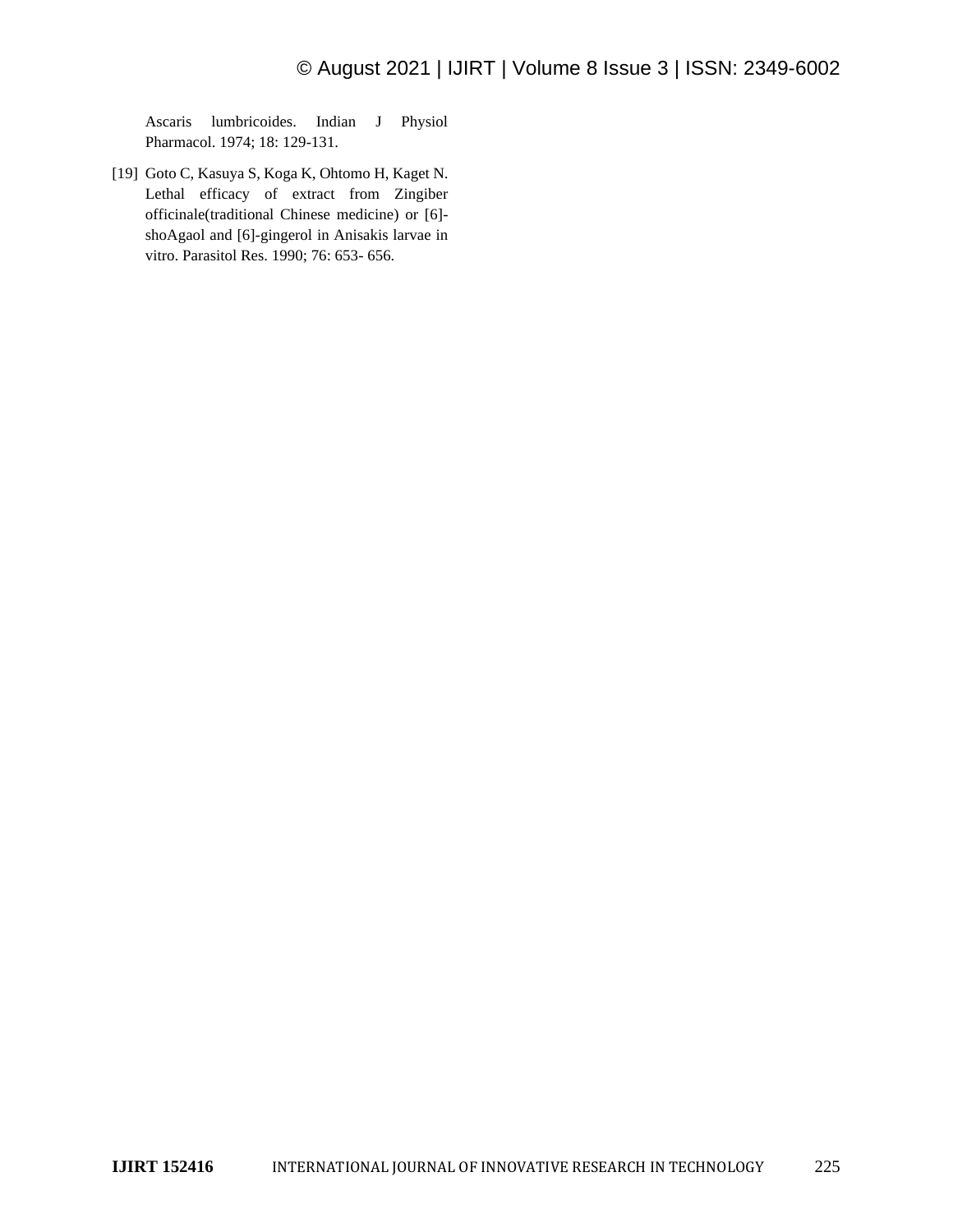Ascaris lumbricoides. Indian J Physiol Pharmacol. 1974; 18: 129-131.

[19] Goto C, Kasuya S, Koga K, Ohtomo H, Kaget N. Lethal efficacy of extract from Zingiber officinale(traditional Chinese medicine) or [6]-shoAgaol and [6]-gingerol in Anisakis larvae in vitro. Parasitol Res. 1990; 76: 653- 656.